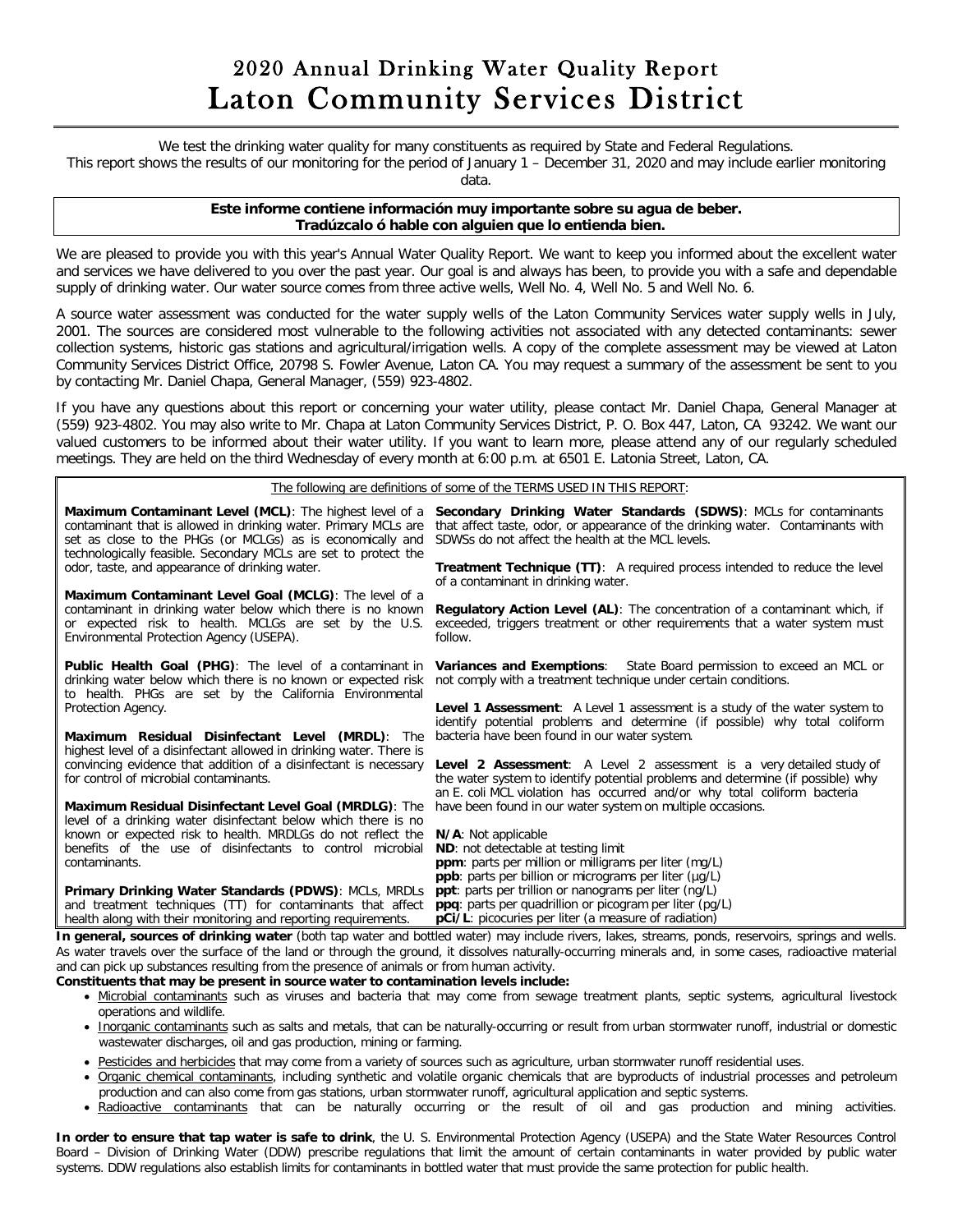# 2020 Annual Drinking Water Quality Report
# Laton Community Services District

We test the drinking water quality for many constituents as required by State and Federal Regulations.
This report shows the results of our monitoring for the period of January 1 – December 31, 2020 and may include earlier monitoring data.

**Este informe contiene información muy importante sobre su agua de beber.**
**Tradúzcalo ó hable con alguien que lo entienda bien.**

We are pleased to provide you with this year's Annual Water Quality Report. We want to keep you informed about the excellent water and services we have delivered to you over the past year. Our goal is and always has been, to provide you with a safe and dependable supply of drinking water. Our water source comes from three active wells, Well No. 4, Well No. 5 and Well No. 6.

A source water assessment was conducted for the water supply wells of the Laton Community Services water supply wells in July, 2001. The sources are considered most vulnerable to the following activities not associated with any detected contaminants: sewer collection systems, historic gas stations and agricultural/irrigation wells. A copy of the complete assessment may be viewed at Laton Community Services District Office, 20798 S. Fowler Avenue, Laton CA. You may request a summary of the assessment be sent to you by contacting Mr. Daniel Chapa, General Manager, (559) 923-4802.

If you have any questions about this report or concerning your water utility, please contact Mr. Daniel Chapa, General Manager at (559) 923-4802. You may also write to Mr. Chapa at Laton Community Services District, P. O. Box 447, Laton, CA 93242. We want our valued customers to be informed about their water utility. If you want to learn more, please attend any of our regularly scheduled meetings. They are held on the third Wednesday of every month at 6:00 p.m. at 6501 E. Latonia Street, Laton, CA.

The following are definitions of some of the TERMS USED IN THIS REPORT:

**Maximum Contaminant Level (MCL)**: The highest level of a contaminant that is allowed in drinking water. Primary MCLs are set as close to the PHGs (or MCLGs) as is economically and technologically feasible. Secondary MCLs are set to protect the odor, taste, and appearance of drinking water.

**Maximum Contaminant Level Goal (MCLG)**: The level of a contaminant in drinking water below which there is no known or expected risk to health. MCLGs are set by the U.S. Environmental Protection Agency (USEPA).

**Public Health Goal (PHG)**: The level of a contaminant in drinking water below which there is no known or expected risk to health. PHGs are set by the California Environmental Protection Agency.

**Maximum Residual Disinfectant Level (MRDL)**: The highest level of a disinfectant allowed in drinking water. There is convincing evidence that addition of a disinfectant is necessary for control of microbial contaminants.

**Maximum Residual Disinfectant Level Goal (MRDLG)**: The level of a drinking water disinfectant below which there is no known or expected risk to health. MRDLGs do not reflect the benefits of the use of disinfectants to control microbial contaminants.

**Primary Drinking Water Standards (PDWS)**: MCLs, MRDLs and treatment techniques (TT) for contaminants that affect health along with their monitoring and reporting requirements.

**Secondary Drinking Water Standards (SDWS)**: MCLs for contaminants that affect taste, odor, or appearance of the drinking water. Contaminants with SDWSs do not affect the health at the MCL levels.

**Treatment Technique (TT)**: A required process intended to reduce the level of a contaminant in drinking water.

**Regulatory Action Level (AL)**: The concentration of a contaminant which, if exceeded, triggers treatment or other requirements that a water system must follow.

**Variances and Exemptions**: State Board permission to exceed an MCL or not comply with a treatment technique under certain conditions.

**Level 1 Assessment**: A Level 1 assessment is a study of the water system to identify potential problems and determine (if possible) why total coliform bacteria have been found in our water system.

**Level 2 Assessment**: A Level 2 assessment is a very detailed study of the water system to identify potential problems and determine (if possible) why an E. coli MCL violation has occurred and/or why total coliform bacteria have been found in our water system on multiple occasions.

**N/A**: Not applicable
**ND**: not detectable at testing limit
**ppm**: parts per million or milligrams per liter (mg/L)
**ppb**: parts per billion or micrograms per liter (µg/L)
**ppt**: parts per trillion or nanograms per liter (ng/L)
**ppq**: parts per quadrillion or picogram per liter (pg/L)
**pCi/L**: picocuries per liter (a measure of radiation)

**In general, sources of drinking water** (both tap water and bottled water) may include rivers, lakes, streams, ponds, reservoirs, springs and wells. As water travels over the surface of the land or through the ground, it dissolves naturally-occurring minerals and, in some cases, radioactive material and can pick up substances resulting from the presence of animals or from human activity.

**Constituents that may be present in source water to contamination levels include:**

- Microbial contaminants such as viruses and bacteria that may come from sewage treatment plants, septic systems, agricultural livestock operations and wildlife.
- Inorganic contaminants such as salts and metals, that can be naturally-occurring or result from urban stormwater runoff, industrial or domestic wastewater discharges, oil and gas production, mining or farming.
- Pesticides and herbicides that may come from a variety of sources such as agriculture, urban stormwater runoff residential uses.
- Organic chemical contaminants, including synthetic and volatile organic chemicals that are byproducts of industrial processes and petroleum production and can also come from gas stations, urban stormwater runoff, agricultural application and septic systems.
- Radioactive contaminants that can be naturally occurring or the result of oil and gas production and mining activities.

**In order to ensure that tap water is safe to drink**, the U. S. Environmental Protection Agency (USEPA) and the State Water Resources Control Board – Division of Drinking Water (DDW) prescribe regulations that limit the amount of certain contaminants in water provided by public water systems. DDW regulations also establish limits for contaminants in bottled water that must provide the same protection for public health.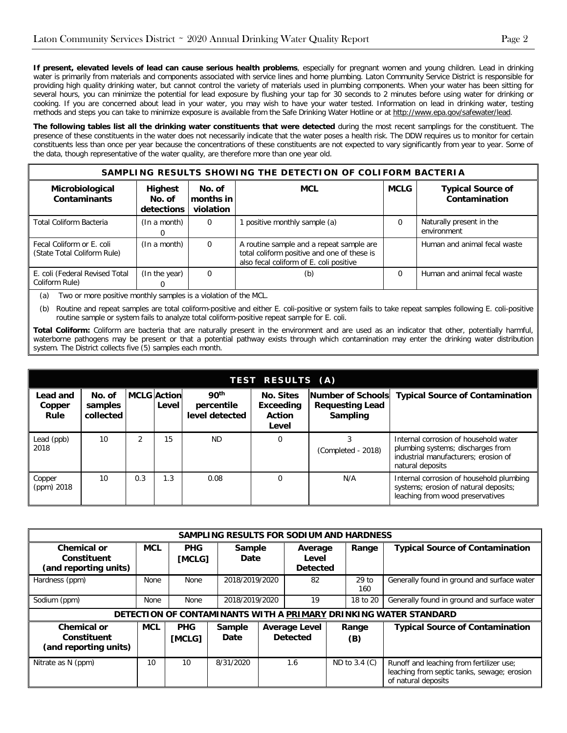**If present, elevated levels of lead can cause serious health problems**, especially for pregnant women and young children. Lead in drinking water is primarily from materials and components associated with service lines and home plumbing. Laton Community Service District is responsible for providing high quality drinking water, but cannot control the variety of materials used in plumbing components. When your water has been sitting for several hours, you can minimize the potential for lead exposure by flushing your tap for 30 seconds to 2 minutes before using water for drinking or cooking. If you are concerned about lead in your water, you may wish to have your water tested. Information on lead in drinking water, testing methods and steps you can take to minimize exposure is available from the Safe Drinking Water Hotline or at http://www.epa.gov/safewater/lead.

**The following tables list all the drinking water constituents that were detected** during the most recent samplings for the constituent. The presence of these constituents in the water does not necessarily indicate that the water poses a health risk. The DDW requires us to monitor for certain constituents less than once per year because the concentrations of these constituents are not expected to vary significantly from year to year. Some of the data, though representative of the water quality, are therefore more than one year old.

| SAMPLING RESULTS SHOWING THE DETECTION OF COLIFORM BACTERIA | | | | | |
|---|---|---|---|---|---|
| **Microbiological Contaminants** | **Highest No. of detections** | **No. of months in violation** | **MCL** | **MCLG** | **Typical Source of Contamination** |
| Total Coliform Bacteria | (In a month) 0 | 0 | 1 positive monthly sample (a) | 0 | Naturally present in the environment |
| Fecal Coliform or E. coli (State Total Coliform Rule) | (In a month) | 0 | A routine sample and a repeat sample are total coliform positive and one of these is also fecal coliform of E. coli positive | | Human and animal fecal waste |
| E. coli (Federal Revised Total Coliform Rule) | (In the year) 0 | 0 | (b) | 0 | Human and animal fecal waste |

(a) Two or more positive monthly samples is a violation of the MCL.

(b) Routine and repeat samples are total coliform-positive and either E. coli-positive or system fails to take repeat samples following E. coli-positive routine sample or system fails to analyze total coliform-positive repeat sample for E. coli.

**Total Coliform:** Coliform are bacteria that are naturally present in the environment and are used as an indicator that other, potentially harmful, waterborne pathogens may be present or that a potential pathway exists through which contamination may enter the drinking water distribution system. The District collects five (5) samples each month.

| TEST RESULTS (A) | | | | | | | |
|---|---|---|---|---|---|---|---|
| **Lead and Copper Rule** | **No. of samples collected** | **MCLG** | **Action Level** | **90th percentile level detected** | **No. Sites Exceeding Action Level** | **Number of Schools Requesting Lead Sampling** | **Typical Source of Contamination** |
| Lead (ppb) 2018 | 10 | 2 | 15 | ND | 0 | 3 (Completed - 2018) | Internal corrosion of household water plumbing systems; discharges from industrial manufacturers; erosion of natural deposits |
| Copper (ppm) 2018 | 10 | 0.3 | 1.3 | 0.08 | 0 | N/A | Internal corrosion of household plumbing systems; erosion of natural deposits; leaching from wood preservatives |

| SAMPLING RESULTS FOR SODIUM AND HARDNESS | | | | | | |
|---|---|---|---|---|---|---|
| **Chemical or Constituent (and reporting units)** | **MCL** | **PHG [MCLG]** | **Sample Date** | **Average Level Detected** | **Range** | **Typical Source of Contamination** |
| Hardness (ppm) | None | None | 2018/2019/2020 | 82 | 29 to 160 | Generally found in ground and surface water |
| Sodium (ppm) | None | None | 2018/2019/2020 | 19 | 18 to 20 | Generally found in ground and surface water |
| **DETECTION OF CONTAMINANTS WITH A PRIMARY DRINKING WATER STANDARD** | | | | | | |
| **Chemical or Constituent (and reporting units)** | **MCL** | **PHG [MCLG]** | **Sample Date** | **Average Level Detected** | **Range (B)** | **Typical Source of Contamination** |
| Nitrate as N (ppm) | 10 | 10 | 8/31/2020 | 1.6 | ND to 3.4 (C) | Runoff and leaching from fertilizer use; leaching from septic tanks, sewage; erosion of natural deposits |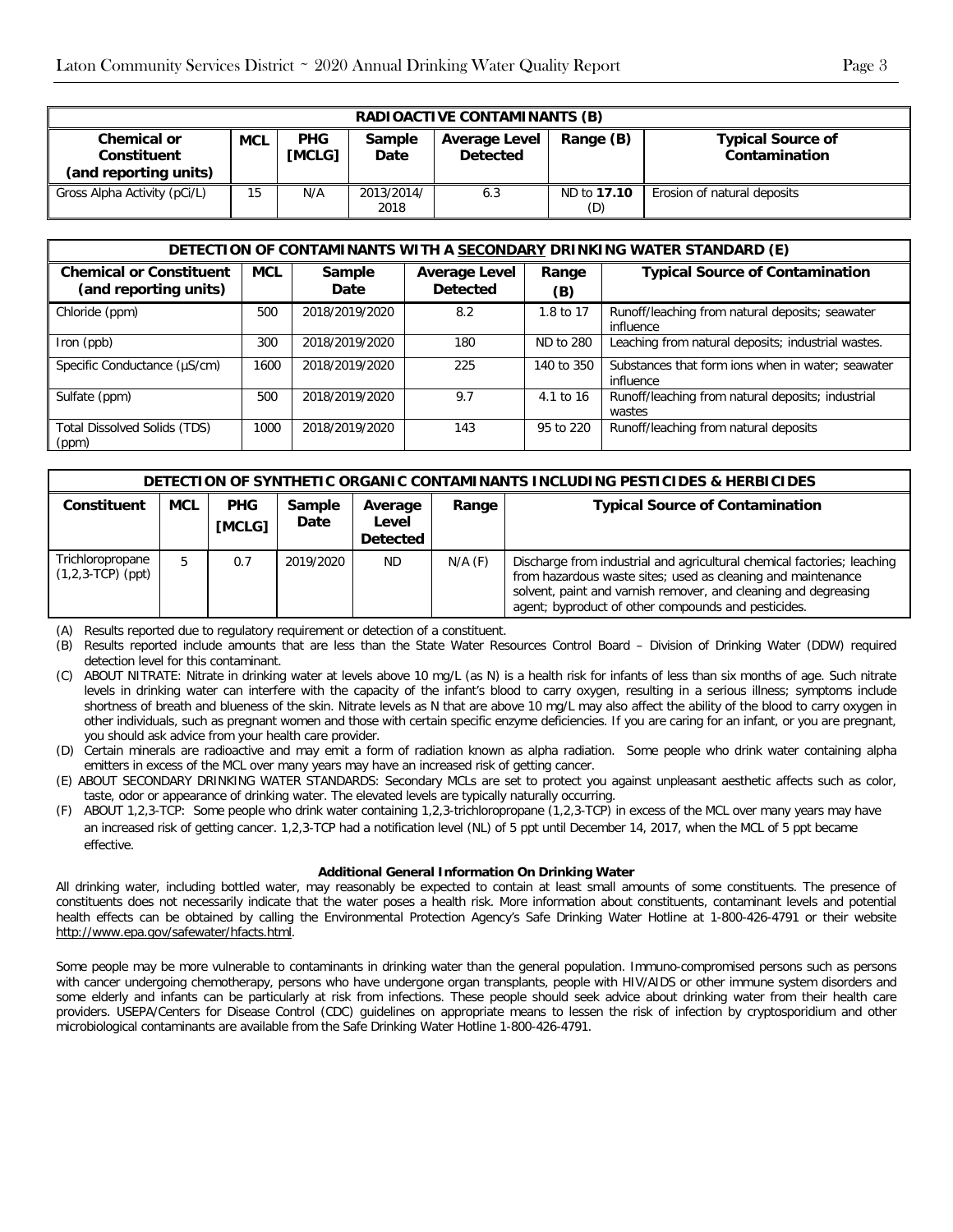| RADIOACTIVE CONTAMINANTS (B) | | | | | | |
|---|---|---|---|---|---|---|
| **Chemical or Constituent (and reporting units)** | **MCL** | **PHG [MCLG]** | **Sample Date** | **Average Level Detected** | **Range (B)** | **Typical Source of Contamination** |
| Gross Alpha Activity (pCi/L) | 15 | N/A | 2013/2014/ 2018 | 6.3 | ND to **17.10** (D) | Erosion of natural deposits |

| DETECTION OF CONTAMINANTS WITH A SECONDARY DRINKING WATER STANDARD (E) | | | | | |
|---|---|---|---|---|---|
| **Chemical or Constituent (and reporting units)** | **MCL** | **Sample Date** | **Average Level Detected** | **Range (B)** | **Typical Source of Contamination** |
| Chloride (ppm) | 500 | 2018/2019/2020 | 8.2 | 1.8 to 17 | Runoff/leaching from natural deposits; seawater influence |
| Iron (ppb) | 300 | 2018/2019/2020 | 180 | ND to 280 | Leaching from natural deposits; industrial wastes. |
| Specific Conductance (µS/cm) | 1600 | 2018/2019/2020 | 225 | 140 to 350 | Substances that form ions when in water; seawater influence |
| Sulfate (ppm) | 500 | 2018/2019/2020 | 9.7 | 4.1 to 16 | Runoff/leaching from natural deposits; industrial wastes |
| Total Dissolved Solids (TDS) (ppm) | 1000 | 2018/2019/2020 | 143 | 95 to 220 | Runoff/leaching from natural deposits |

| DETECTION OF SYNTHETIC ORGANIC CONTAMINANTS INCLUDING PESTICIDES & HERBICIDES | | | | | | |
|---|---|---|---|---|---|---|
| **Constituent** | **MCL** | **PHG [MCLG]** | **Sample Date** | **Average Level Detected** | **Range** | **Typical Source of Contamination** |
| Trichloropropane (1,2,3-TCP) (ppt) | 5 | 0.7 | 2019/2020 | ND | N/A (F) | Discharge from industrial and agricultural chemical factories; leaching from hazardous waste sites; used as cleaning and maintenance solvent, paint and varnish remover, and cleaning and degreasing agent; byproduct of other compounds and pesticides. |

(A) Results reported due to regulatory requirement or detection of a constituent.

(B) Results reported include amounts that are less than the State Water Resources Control Board – Division of Drinking Water (DDW) required detection level for this contaminant.

(C) ABOUT NITRATE: Nitrate in drinking water at levels above 10 mg/L (as N) is a health risk for infants of less than six months of age. Such nitrate levels in drinking water can interfere with the capacity of the infant's blood to carry oxygen, resulting in a serious illness; symptoms include shortness of breath and blueness of the skin. Nitrate levels as N that are above 10 mg/L may also affect the ability of the blood to carry oxygen in other individuals, such as pregnant women and those with certain specific enzyme deficiencies. If you are caring for an infant, or you are pregnant, you should ask advice from your health care provider.

(D) Certain minerals are radioactive and may emit a form of radiation known as alpha radiation. Some people who drink water containing alpha emitters in excess of the MCL over many years may have an increased risk of getting cancer.

(E) ABOUT SECONDARY DRINKING WATER STANDARDS: Secondary MCLs are set to protect you against unpleasant aesthetic affects such as color, taste, odor or appearance of drinking water. The elevated levels are typically naturally occurring.

(F) ABOUT 1,2,3-TCP: Some people who drink water containing 1,2,3-trichloropropane (1,2,3-TCP) in excess of the MCL over many years may have an increased risk of getting cancer. 1,2,3-TCP had a notification level (NL) of 5 ppt until December 14, 2017, when the MCL of 5 ppt became effective.

**Additional General Information On Drinking Water**

All drinking water, including bottled water, may reasonably be expected to contain at least small amounts of some constituents. The presence of constituents does not necessarily indicate that the water poses a health risk. More information about constituents, contaminant levels and potential health effects can be obtained by calling the Environmental Protection Agency's Safe Drinking Water Hotline at 1-800-426-4791 or their website http://www.epa.gov/safewater/hfacts.html.

Some people may be more vulnerable to contaminants in drinking water than the general population. Immuno-compromised persons such as persons with cancer undergoing chemotherapy, persons who have undergone organ transplants, people with HIV/AIDS or other immune system disorders and some elderly and infants can be particularly at risk from infections. These people should seek advice about drinking water from their health care providers. USEPA/Centers for Disease Control (CDC) guidelines on appropriate means to lessen the risk of infection by cryptosporidium and other microbiological contaminants are available from the Safe Drinking Water Hotline 1-800-426-4791.